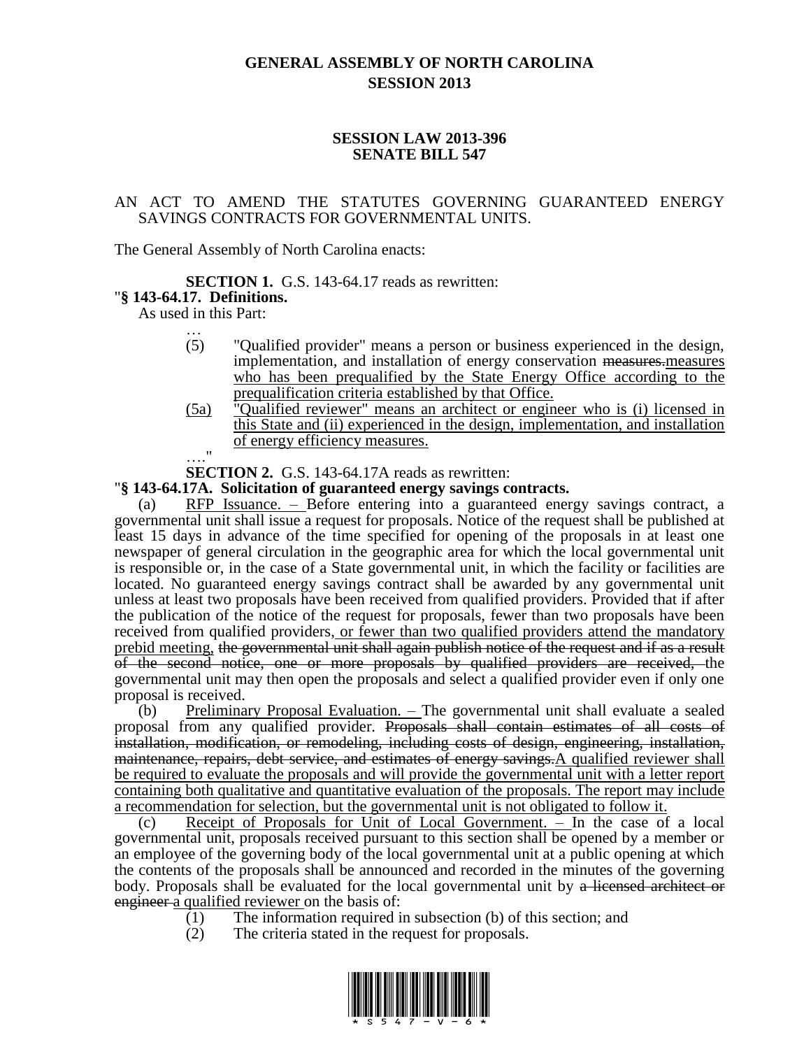# GENERAL ASSEMBLY OF NORTH CAROLINA
## SESSION 2013

### SESSION LAW 2013-396
### SENATE BILL 547

AN ACT TO AMEND THE STATUTES GOVERNING GUARANTEED ENERGY SAVINGS CONTRACTS FOR GOVERNMENTAL UNITS.

The General Assembly of North Carolina enacts:

**SECTION 1.** G.S. 143-64.17 reads as rewritten:

"**§ 143-64.17. Definitions.**

As used in this Part:

…

(5) "Qualified provider" means a person or business experienced in the design, implementation, and installation of energy conservation ~~measures.~~measures who has been prequalified by the State Energy Office according to the prequalification criteria established by that Office.

(5a) "Qualified reviewer" means an architect or engineer who is (i) licensed in this State and (ii) experienced in the design, implementation, and installation of energy efficiency measures.

…."

**SECTION 2.** G.S. 143-64.17A reads as rewritten:

"**§ 143-64.17A. Solicitation of guaranteed energy savings contracts.**

(a) RFP Issuance. – Before entering into a guaranteed energy savings contract, a governmental unit shall issue a request for proposals. Notice of the request shall be published at least 15 days in advance of the time specified for opening of the proposals in at least one newspaper of general circulation in the geographic area for which the local governmental unit is responsible or, in the case of a State governmental unit, in which the facility or facilities are located. No guaranteed energy savings contract shall be awarded by any governmental unit unless at least two proposals have been received from qualified providers. Provided that if after the publication of the notice of the request for proposals, fewer than two proposals have been received from qualified providers, or fewer than two qualified providers attend the mandatory prebid meeting, ~~the governmental unit shall again publish notice of the request and if as a result of the second notice, one or more proposals by qualified providers are received,~~ the governmental unit may then open the proposals and select a qualified provider even if only one proposal is received.

(b) Preliminary Proposal Evaluation. – The governmental unit shall evaluate a sealed proposal from any qualified provider. ~~Proposals shall contain estimates of all costs of installation, modification, or remodeling, including costs of design, engineering, installation, maintenance, repairs, debt service, and estimates of energy savings.~~A qualified reviewer shall be required to evaluate the proposals and will provide the governmental unit with a letter report containing both qualitative and quantitative evaluation of the proposals. The report may include a recommendation for selection, but the governmental unit is not obligated to follow it.

(c) Receipt of Proposals for Unit of Local Government. – In the case of a local governmental unit, proposals received pursuant to this section shall be opened by a member or an employee of the governing body of the local governmental unit at a public opening at which the contents of the proposals shall be announced and recorded in the minutes of the governing body. Proposals shall be evaluated for the local governmental unit by ~~a licensed architect or engineer~~ a qualified reviewer on the basis of:

(1) The information required in subsection (b) of this section; and

(2) The criteria stated in the request for proposals.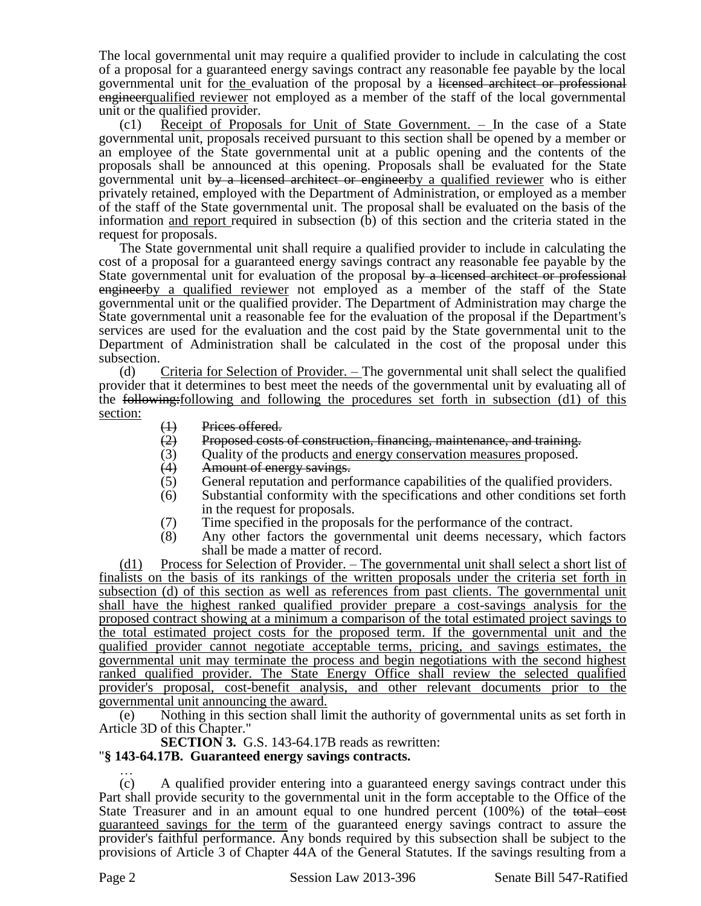The local governmental unit may require a qualified provider to include in calculating the cost of a proposal for a guaranteed energy savings contract any reasonable fee payable by the local governmental unit for <u>the</u> evaluation of the proposal by a ~~licensed architect or professional engineer~~<u>qualified reviewer</u> not employed as a member of the staff of the local governmental unit or the qualified provider.

(c1) <u>Receipt of Proposals for Unit of State Government. –</u> In the case of a State governmental unit, proposals received pursuant to this section shall be opened by a member or an employee of the State governmental unit at a public opening and the contents of the proposals shall be announced at this opening. Proposals shall be evaluated for the State governmental unit ~~by a licensed architect or engineer~~<u>by a qualified reviewer</u> who is either privately retained, employed with the Department of Administration, or employed as a member of the staff of the State governmental unit. The proposal shall be evaluated on the basis of the information <u>and report</u> required in subsection (b) of this section and the criteria stated in the request for proposals.

The State governmental unit shall require a qualified provider to include in calculating the cost of a proposal for a guaranteed energy savings contract any reasonable fee payable by the State governmental unit for evaluation of the proposal ~~by a licensed architect or professional engineer~~<u>by a qualified reviewer</u> not employed as a member of the staff of the State governmental unit or the qualified provider. The Department of Administration may charge the State governmental unit a reasonable fee for the evaluation of the proposal if the Department's services are used for the evaluation and the cost paid by the State governmental unit to the Department of Administration shall be calculated in the cost of the proposal under this subsection.

(d) <u>Criteria for Selection of Provider. –</u> The governmental unit shall select the qualified provider that it determines to best meet the needs of the governmental unit by evaluating all of the ~~following:~~<u>following and following the procedures set forth in subsection (d1) of this section:</u>

- ~~(1) Prices offered.~~
- ~~(2) Proposed costs of construction, financing, maintenance, and training.~~
- (3) Quality of the products <u>and energy conservation measures</u> proposed.
- ~~(4) Amount of energy savings.~~
- (5) General reputation and performance capabilities of the qualified providers.
- (6) Substantial conformity with the specifications and other conditions set forth in the request for proposals.
- (7) Time specified in the proposals for the performance of the contract.
- (8) Any other factors the governmental unit deems necessary, which factors shall be made a matter of record.

<u>(d1) Process for Selection of Provider. – The governmental unit shall select a short list of finalists on the basis of its rankings of the written proposals under the criteria set forth in subsection (d) of this section as well as references from past clients. The governmental unit shall have the highest ranked qualified provider prepare a cost-savings analysis for the proposed contract showing at a minimum a comparison of the total estimated project savings to the total estimated project costs for the proposed term. If the governmental unit and the qualified provider cannot negotiate acceptable terms, pricing, and savings estimates, the governmental unit may terminate the process and begin negotiations with the second highest ranked qualified provider. The State Energy Office shall review the selected qualified provider's proposal, cost-benefit analysis, and other relevant documents prior to the governmental unit announcing the award.</u>

(e) Nothing in this section shall limit the authority of governmental units as set forth in Article 3D of this Chapter."

**SECTION 3.** G.S. 143-64.17B reads as rewritten:

"**§ 143-64.17B. Guaranteed energy savings contracts.**

…

(c) A qualified provider entering into a guaranteed energy savings contract under this Part shall provide security to the governmental unit in the form acceptable to the Office of the State Treasurer and in an amount equal to one hundred percent (100%) of the ~~total cost~~ <u>guaranteed savings for the term</u> of the guaranteed energy savings contract to assure the provider's faithful performance. Any bonds required by this subsection shall be subject to the provisions of Article 3 of Chapter 44A of the General Statutes. If the savings resulting from a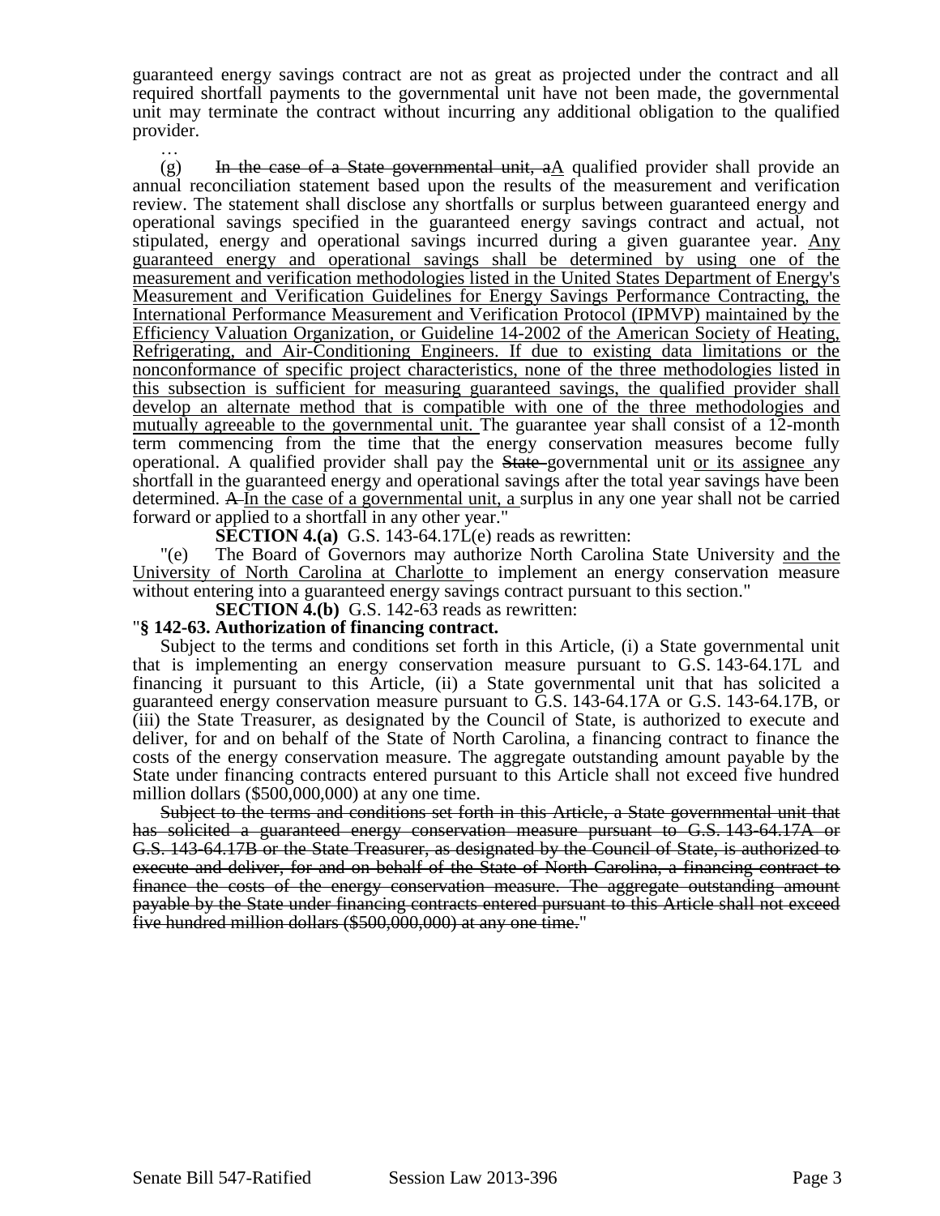guaranteed energy savings contract are not as great as projected under the contract and all required shortfall payments to the governmental unit have not been made, the governmental unit may terminate the contract without incurring any additional obligation to the qualified provider.

…

(g) ~~In the case of a State governmental unit, a~~A qualified provider shall provide an annual reconciliation statement based upon the results of the measurement and verification review. The statement shall disclose any shortfalls or surplus between guaranteed energy and operational savings specified in the guaranteed energy savings contract and actual, not stipulated, energy and operational savings incurred during a given guarantee year. Any guaranteed energy and operational savings shall be determined by using one of the measurement and verification methodologies listed in the United States Department of Energy's Measurement and Verification Guidelines for Energy Savings Performance Contracting, the International Performance Measurement and Verification Protocol (IPMVP) maintained by the Efficiency Valuation Organization, or Guideline 14-2002 of the American Society of Heating, Refrigerating, and Air-Conditioning Engineers. If due to existing data limitations or the nonconformance of specific project characteristics, none of the three methodologies listed in this subsection is sufficient for measuring guaranteed savings, the qualified provider shall develop an alternate method that is compatible with one of the three methodologies and mutually agreeable to the governmental unit. The guarantee year shall consist of a 12-month term commencing from the time that the energy conservation measures become fully operational. A qualified provider shall pay the ~~State~~ governmental unit or its assignee any shortfall in the guaranteed energy and operational savings after the total year savings have been determined. ~~A~~ In the case of a governmental unit, a surplus in any one year shall not be carried forward or applied to a shortfall in any other year."

**SECTION 4.(a)** G.S. 143-64.17L(e) reads as rewritten:

"(e) The Board of Governors may authorize North Carolina State University and the University of North Carolina at Charlotte to implement an energy conservation measure without entering into a guaranteed energy savings contract pursuant to this section."

**SECTION 4.(b)** G.S. 142-63 reads as rewritten:

"**§ 142-63. Authorization of financing contract.**

Subject to the terms and conditions set forth in this Article, (i) a State governmental unit that is implementing an energy conservation measure pursuant to G.S. 143-64.17L and financing it pursuant to this Article, (ii) a State governmental unit that has solicited a guaranteed energy conservation measure pursuant to G.S. 143-64.17A or G.S. 143-64.17B, or (iii) the State Treasurer, as designated by the Council of State, is authorized to execute and deliver, for and on behalf of the State of North Carolina, a financing contract to finance the costs of the energy conservation measure. The aggregate outstanding amount payable by the State under financing contracts entered pursuant to this Article shall not exceed five hundred million dollars ($500,000,000) at any one time.

~~Subject to the terms and conditions set forth in this Article, a State governmental unit that has solicited a guaranteed energy conservation measure pursuant to G.S. 143-64.17A or G.S. 143-64.17B or the State Treasurer, as designated by the Council of State, is authorized to execute and deliver, for and on behalf of the State of North Carolina, a financing contract to finance the costs of the energy conservation measure. The aggregate outstanding amount payable by the State under financing contracts entered pursuant to this Article shall not exceed five hundred million dollars ($500,000,000) at any one time.~~"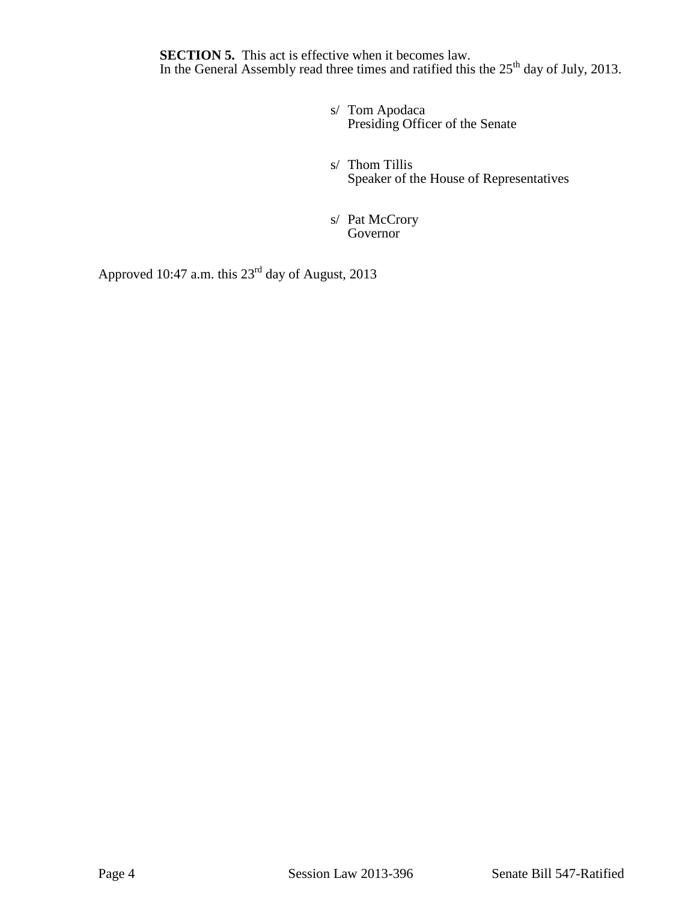**SECTION 5.** This act is effective when it becomes law.

In the General Assembly read three times and ratified this the 25th day of July, 2013.

s/ Tom Apodaca
Presiding Officer of the Senate

s/ Thom Tillis
Speaker of the House of Representatives

s/ Pat McCrory
Governor

Approved 10:47 a.m. this 23rd day of August, 2013